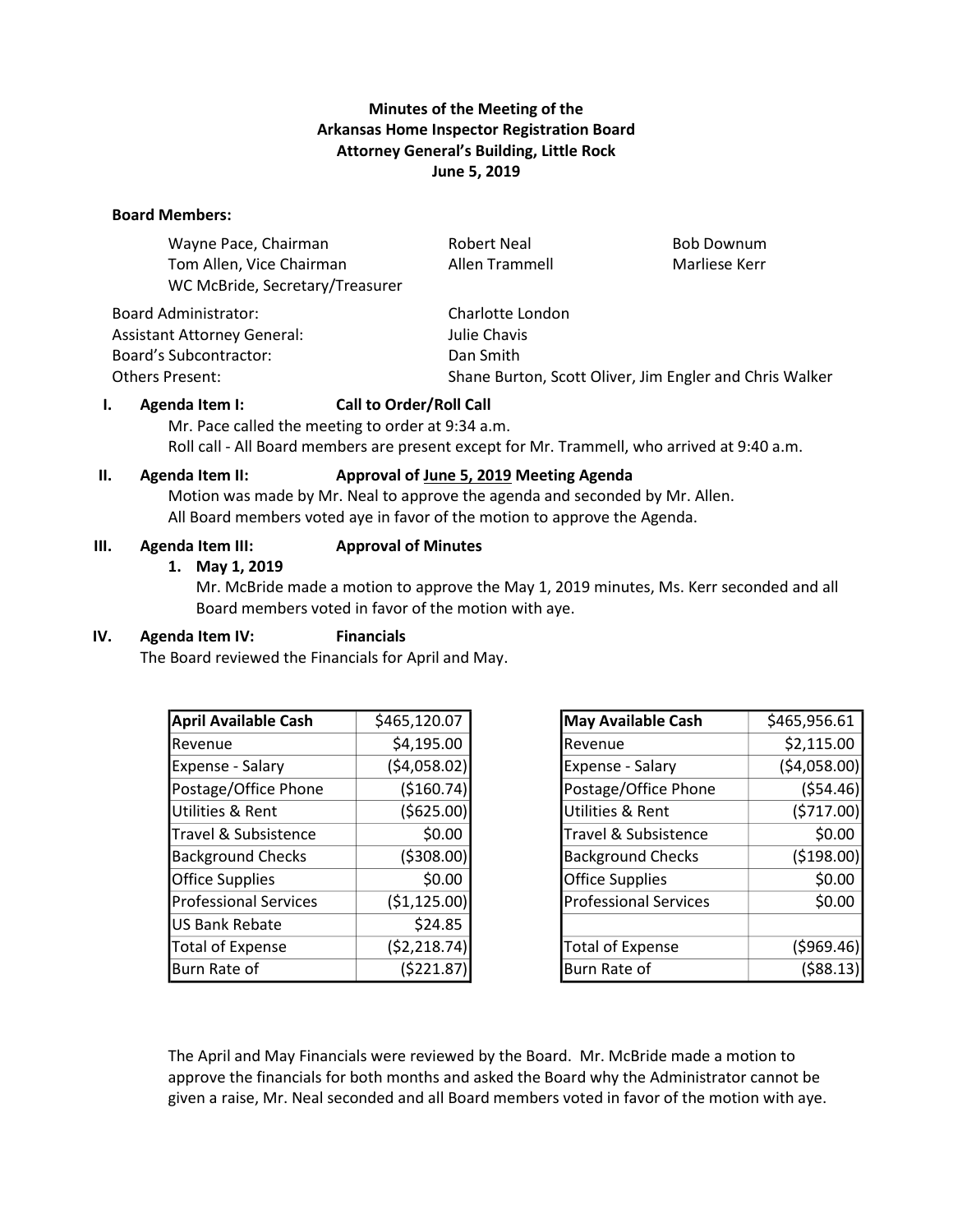**Minutes of the Meeting of the**
**Arkansas Home Inspector Registration Board**
**Attorney General's Building, Little Rock**
**June 5, 2019**

**Board Members:**

| | | |
|---|---|---|
| Wayne Pace, Chairman | Robert Neal | Bob Downum |
| Tom Allen, Vice Chairman | Allen Trammell | Marliese Kerr |
| WC McBride, Secretary/Treasurer | | |

| | |
|---|---|
| Board Administrator: | Charlotte London |
| Assistant Attorney General: | Julie Chavis |
| Board's Subcontractor: | Dan Smith |
| Others Present: | Shane Burton, Scott Oliver, Jim Engler and Chris Walker |

## I. Agenda Item I: Call to Order/Roll Call

Mr. Pace called the meeting to order at 9:34 a.m.
Roll call - All Board members are present except for Mr. Trammell, who arrived at 9:40 a.m.

## II. Agenda Item II: Approval of <u>June 5, 2019</u> Meeting Agenda

Motion was made by Mr. Neal to approve the agenda and seconded by Mr. Allen.
All Board members voted aye in favor of the motion to approve the Agenda.

## III. Agenda Item III: Approval of Minutes

1. **May 1, 2019**
   Mr. McBride made a motion to approve the May 1, 2019 minutes, Ms. Kerr seconded and all Board members voted in favor of the motion with aye.

## IV. Agenda Item IV: Financials

The Board reviewed the Financials for April and May.

| April Available Cash | $465,120.07 |
|---|---|
| Revenue | $4,195.00 |
| Expense - Salary | ($4,058.02) |
| Postage/Office Phone | ($160.74) |
| Utilities & Rent | ($625.00) |
| Travel & Subsistence | $0.00 |
| Background Checks | ($308.00) |
| Office Supplies | $0.00 |
| Professional Services | ($1,125.00) |
| US Bank Rebate | $24.85 |
| Total of Expense | ($2,218.74) |
| Burn Rate of | ($221.87) |

| May Available Cash | $465,956.61 |
|---|---|
| Revenue | $2,115.00 |
| Expense - Salary | ($4,058.00) |
| Postage/Office Phone | ($54.46) |
| Utilities & Rent | ($717.00) |
| Travel & Subsistence | $0.00 |
| Background Checks | ($198.00) |
| Office Supplies | $0.00 |
| Professional Services | $0.00 |
| | |
| Total of Expense | ($969.46) |
| Burn Rate of | ($88.13) |

The April and May Financials were reviewed by the Board. Mr. McBride made a motion to approve the financials for both months and asked the Board why the Administrator cannot be given a raise, Mr. Neal seconded and all Board members voted in favor of the motion with aye.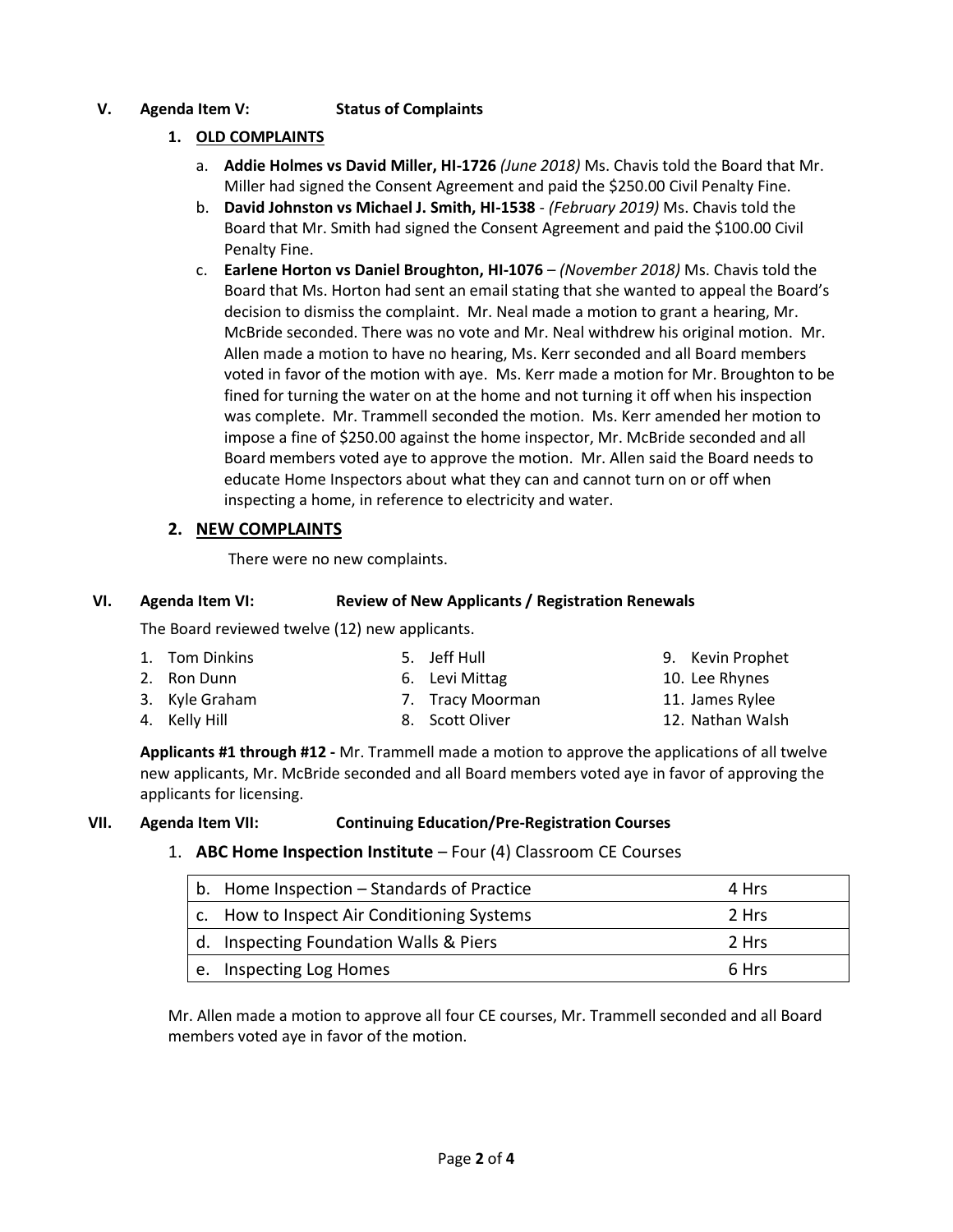## V. Agenda Item V: Status of Complaints

### 1. OLD COMPLAINTS

a. **Addie Holmes vs David Miller, HI-1726** *(June 2018)* Ms. Chavis told the Board that Mr. Miller had signed the Consent Agreement and paid the $250.00 Civil Penalty Fine.

b. **David Johnston vs Michael J. Smith, HI-1538** - *(February 2019)* Ms. Chavis told the Board that Mr. Smith had signed the Consent Agreement and paid the $100.00 Civil Penalty Fine.

c. **Earlene Horton vs Daniel Broughton, HI-1076** – *(November 2018)* Ms. Chavis told the Board that Ms. Horton had sent an email stating that she wanted to appeal the Board's decision to dismiss the complaint. Mr. Neal made a motion to grant a hearing, Mr. McBride seconded. There was no vote and Mr. Neal withdrew his original motion. Mr. Allen made a motion to have no hearing, Ms. Kerr seconded and all Board members voted in favor of the motion with aye. Ms. Kerr made a motion for Mr. Broughton to be fined for turning the water on at the home and not turning it off when his inspection was complete. Mr. Trammell seconded the motion. Ms. Kerr amended her motion to impose a fine of $250.00 against the home inspector, Mr. McBride seconded and all Board members voted aye to approve the motion. Mr. Allen said the Board needs to educate Home Inspectors about what they can and cannot turn on or off when inspecting a home, in reference to electricity and water.

### 2. NEW COMPLAINTS

There were no new complaints.

## VI. Agenda Item VI: Review of New Applicants / Registration Renewals

The Board reviewed twelve (12) new applicants.

1. Tom Dinkins
2. Ron Dunn
3. Kyle Graham
4. Kelly Hill
5. Jeff Hull
6. Levi Mittag
7. Tracy Moorman
8. Scott Oliver
9. Kevin Prophet
10. Lee Rhynes
11. James Rylee
12. Nathan Walsh

**Applicants #1 through #12 -** Mr. Trammell made a motion to approve the applications of all twelve new applicants, Mr. McBride seconded and all Board members voted aye in favor of approving the applicants for licensing.

## VII. Agenda Item VII: Continuing Education/Pre-Registration Courses

1. **ABC Home Inspection Institute** – Four (4) Classroom CE Courses

| Course | Hours |
|---|---|
| b. Home Inspection – Standards of Practice | 4 Hrs |
| c. How to Inspect Air Conditioning Systems | 2 Hrs |
| d. Inspecting Foundation Walls & Piers | 2 Hrs |
| e. Inspecting Log Homes | 6 Hrs |

Mr. Allen made a motion to approve all four CE courses, Mr. Trammell seconded and all Board members voted aye in favor of the motion.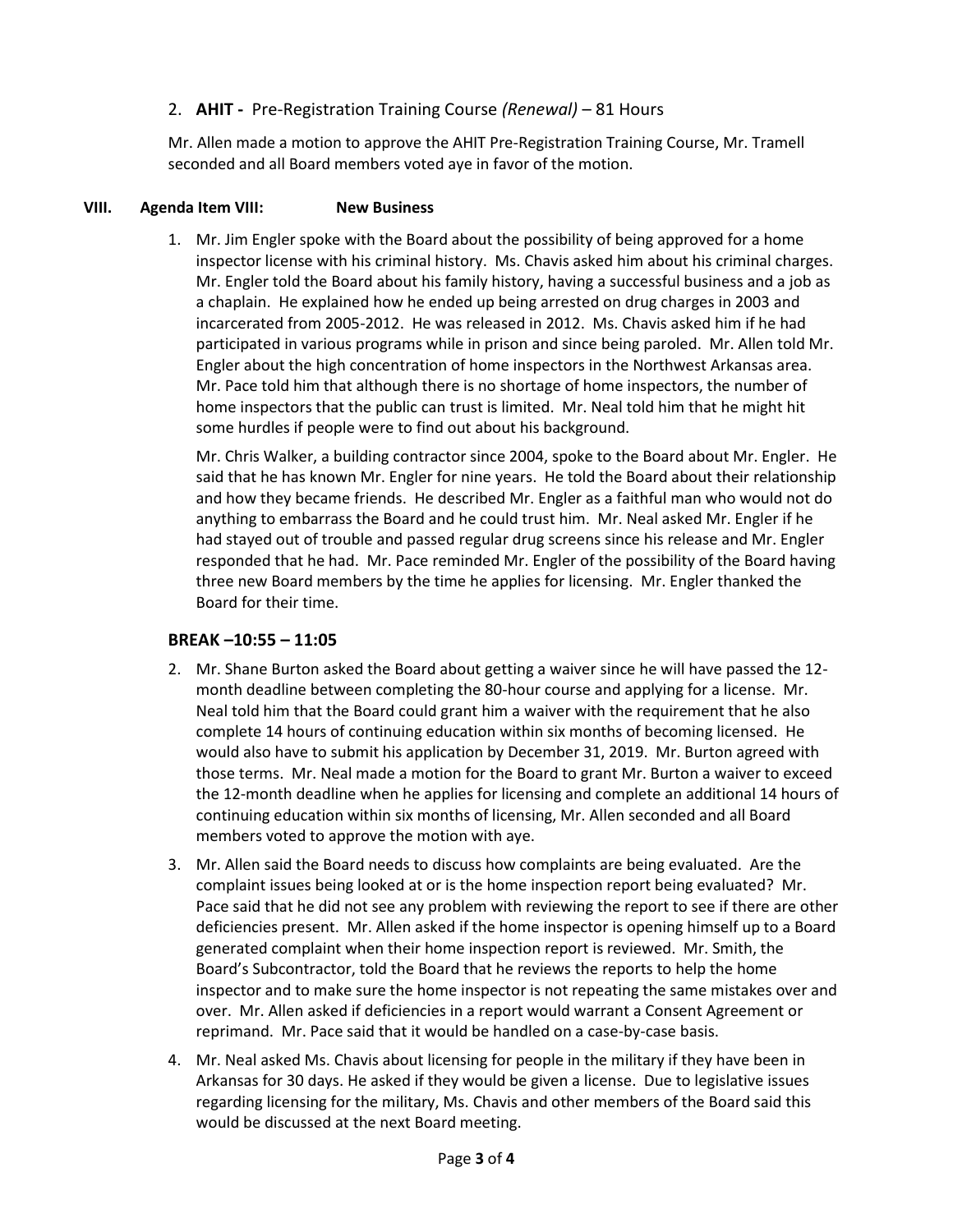2. **AHIT -** Pre-Registration Training Course *(Renewal)* – 81 Hours

   Mr. Allen made a motion to approve the AHIT Pre-Registration Training Course, Mr. Tramell seconded and all Board members voted aye in favor of the motion.

## VIII. Agenda Item VIII: New Business

1. Mr. Jim Engler spoke with the Board about the possibility of being approved for a home inspector license with his criminal history. Ms. Chavis asked him about his criminal charges. Mr. Engler told the Board about his family history, having a successful business and a job as a chaplain. He explained how he ended up being arrested on drug charges in 2003 and incarcerated from 2005-2012. He was released in 2012. Ms. Chavis asked him if he had participated in various programs while in prison and since being paroled. Mr. Allen told Mr. Engler about the high concentration of home inspectors in the Northwest Arkansas area. Mr. Pace told him that although there is no shortage of home inspectors, the number of home inspectors that the public can trust is limited. Mr. Neal told him that he might hit some hurdles if people were to find out about his background.

   Mr. Chris Walker, a building contractor since 2004, spoke to the Board about Mr. Engler. He said that he has known Mr. Engler for nine years. He told the Board about their relationship and how they became friends. He described Mr. Engler as a faithful man who would not do anything to embarrass the Board and he could trust him. Mr. Neal asked Mr. Engler if he had stayed out of trouble and passed regular drug screens since his release and Mr. Engler responded that he had. Mr. Pace reminded Mr. Engler of the possibility of the Board having three new Board members by the time he applies for licensing. Mr. Engler thanked the Board for their time.

### BREAK –10:55 – 11:05

2. Mr. Shane Burton asked the Board about getting a waiver since he will have passed the 12-month deadline between completing the 80-hour course and applying for a license. Mr. Neal told him that the Board could grant him a waiver with the requirement that he also complete 14 hours of continuing education within six months of becoming licensed. He would also have to submit his application by December 31, 2019. Mr. Burton agreed with those terms. Mr. Neal made a motion for the Board to grant Mr. Burton a waiver to exceed the 12-month deadline when he applies for licensing and complete an additional 14 hours of continuing education within six months of licensing, Mr. Allen seconded and all Board members voted to approve the motion with aye.
3. Mr. Allen said the Board needs to discuss how complaints are being evaluated. Are the complaint issues being looked at or is the home inspection report being evaluated? Mr. Pace said that he did not see any problem with reviewing the report to see if there are other deficiencies present. Mr. Allen asked if the home inspector is opening himself up to a Board generated complaint when their home inspection report is reviewed. Mr. Smith, the Board's Subcontractor, told the Board that he reviews the reports to help the home inspector and to make sure the home inspector is not repeating the same mistakes over and over. Mr. Allen asked if deficiencies in a report would warrant a Consent Agreement or reprimand. Mr. Pace said that it would be handled on a case-by-case basis.
4. Mr. Neal asked Ms. Chavis about licensing for people in the military if they have been in Arkansas for 30 days. He asked if they would be given a license. Due to legislative issues regarding licensing for the military, Ms. Chavis and other members of the Board said this would be discussed at the next Board meeting.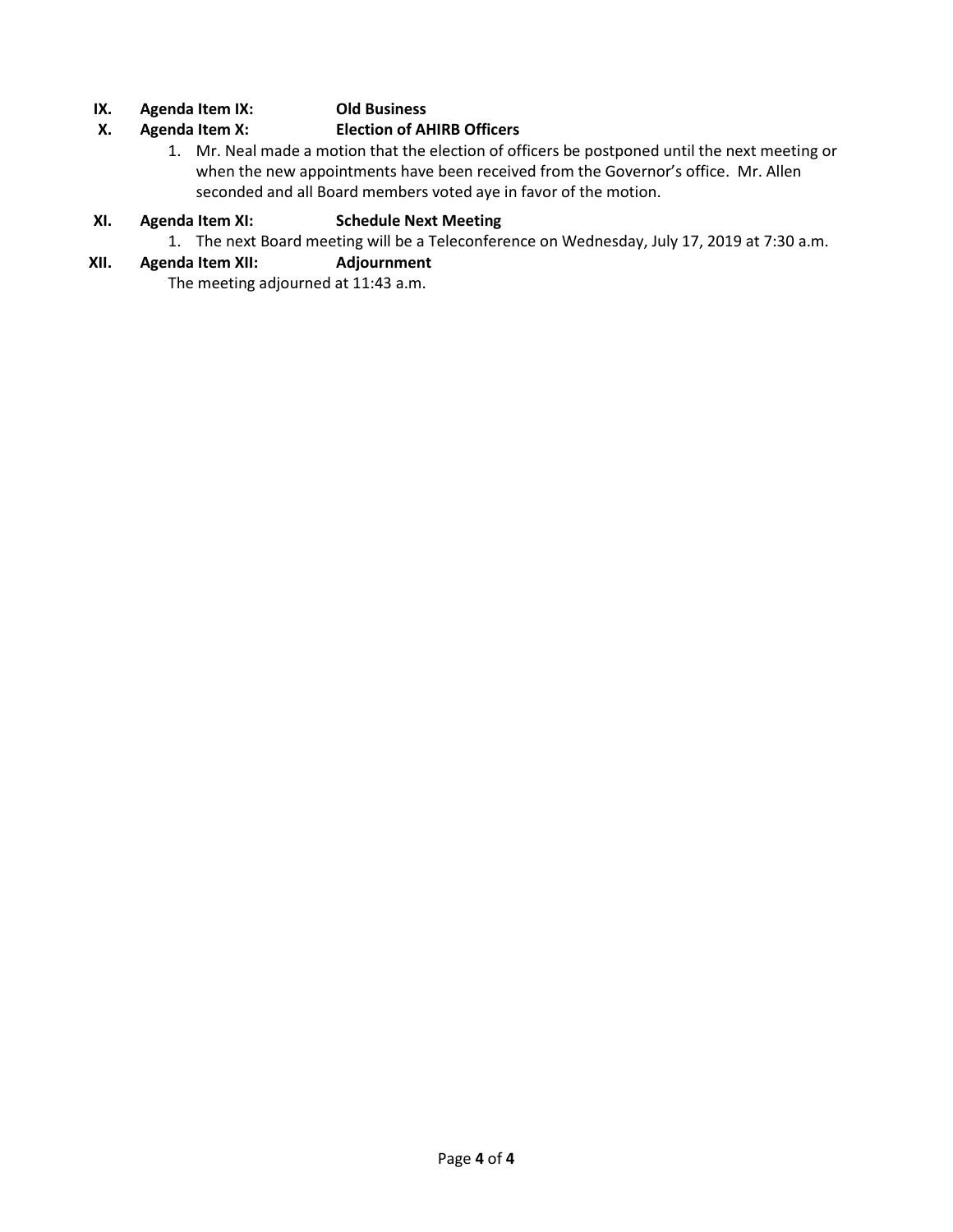**IX. Agenda Item IX: Old Business**

**X. Agenda Item X: Election of AHIRB Officers**

1. Mr. Neal made a motion that the election of officers be postponed until the next meeting or when the new appointments have been received from the Governor's office. Mr. Allen seconded and all Board members voted aye in favor of the motion.

**XI. Agenda Item XI: Schedule Next Meeting**

1. The next Board meeting will be a Teleconference on Wednesday, July 17, 2019 at 7:30 a.m.

**XII. Agenda Item XII: Adjournment**

The meeting adjourned at 11:43 a.m.